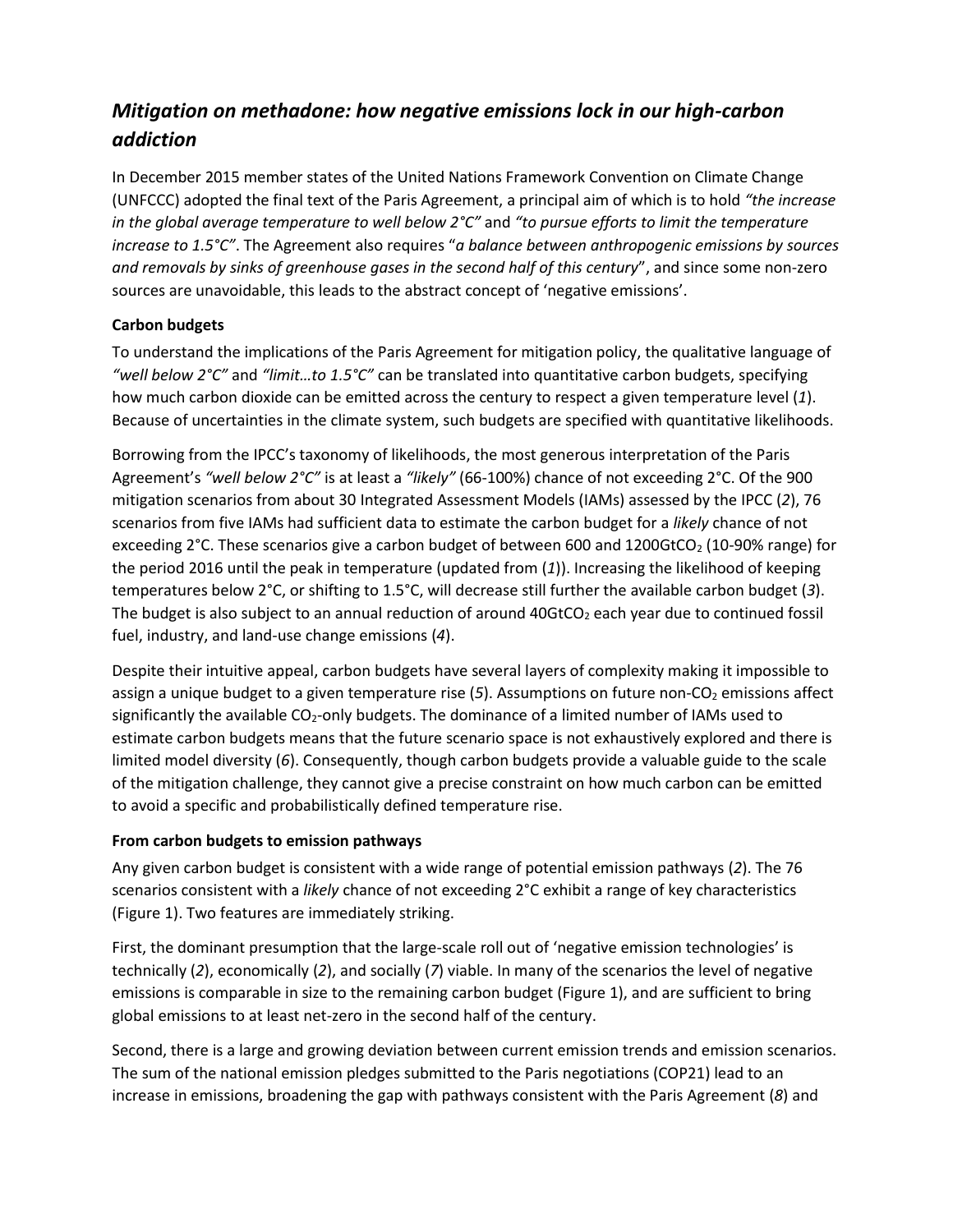# *Mitigation on methadone: how negative emissions lock in our high-carbon addiction*

In December 2015 member states of the United Nations Framework Convention on Climate Change (UNFCCC) adopted the final text of the Paris Agreement, a principal aim of which is to hold *"the increase in the global average temperature to well below 2°C"* and *"to pursue efforts to limit the temperature increase to 1.5°C"*. The Agreement also requires "*a balance between anthropogenic emissions by sources and removals by sinks of greenhouse gases in the second half of this century*", and since some non-zero sources are unavoidable, this leads to the abstract concept of 'negative emissions'.

**Carbon budgets**

To understand the implications of the Paris Agreement for mitigation policy, the qualitative language of *"well below 2°C"* and *"limit…to 1.5°C"* can be translated into quantitative carbon budgets, specifying how much carbon dioxide can be emitted across the century to respect a given temperature level (*1*). Because of uncertainties in the climate system, such budgets are specified with quantitative likelihoods.

Borrowing from the IPCC's taxonomy of likelihoods, the most generous interpretation of the Paris Agreement's *"well below 2°C"* is at least a *"likely"* (66-100%) chance of not exceeding 2°C. Of the 900 mitigation scenarios from about 30 Integrated Assessment Models (IAMs) assessed by the IPCC (*2*), 76 scenarios from five IAMs had sufficient data to estimate the carbon budget for a *likely* chance of not exceeding 2°C. These scenarios give a carbon budget of between 600 and 1200Gt$CO_2$ (10-90% range) for the period 2016 until the peak in temperature (updated from (*1*)). Increasing the likelihood of keeping temperatures below 2°C, or shifting to 1.5°C, will decrease still further the available carbon budget (*3*). The budget is also subject to an annual reduction of around 40Gt$CO_2$ each year due to continued fossil fuel, industry, and land-use change emissions (*4*).

Despite their intuitive appeal, carbon budgets have several layers of complexity making it impossible to assign a unique budget to a given temperature rise (*5*). Assumptions on future non-$CO_2$ emissions affect significantly the available $CO_2$-only budgets. The dominance of a limited number of IAMs used to estimate carbon budgets means that the future scenario space is not exhaustively explored and there is limited model diversity (*6*). Consequently, though carbon budgets provide a valuable guide to the scale of the mitigation challenge, they cannot give a precise constraint on how much carbon can be emitted to avoid a specific and probabilistically defined temperature rise.

**From carbon budgets to emission pathways**

Any given carbon budget is consistent with a wide range of potential emission pathways (*2*). The 76 scenarios consistent with a *likely* chance of not exceeding 2°C exhibit a range of key characteristics (Figure 1). Two features are immediately striking.

First, the dominant presumption that the large-scale roll out of 'negative emission technologies' is technically (*2*), economically (*2*), and socially (*7*) viable. In many of the scenarios the level of negative emissions is comparable in size to the remaining carbon budget (Figure 1), and are sufficient to bring global emissions to at least net-zero in the second half of the century.

Second, there is a large and growing deviation between current emission trends and emission scenarios. The sum of the national emission pledges submitted to the Paris negotiations (COP21) lead to an increase in emissions, broadening the gap with pathways consistent with the Paris Agreement (*8*) and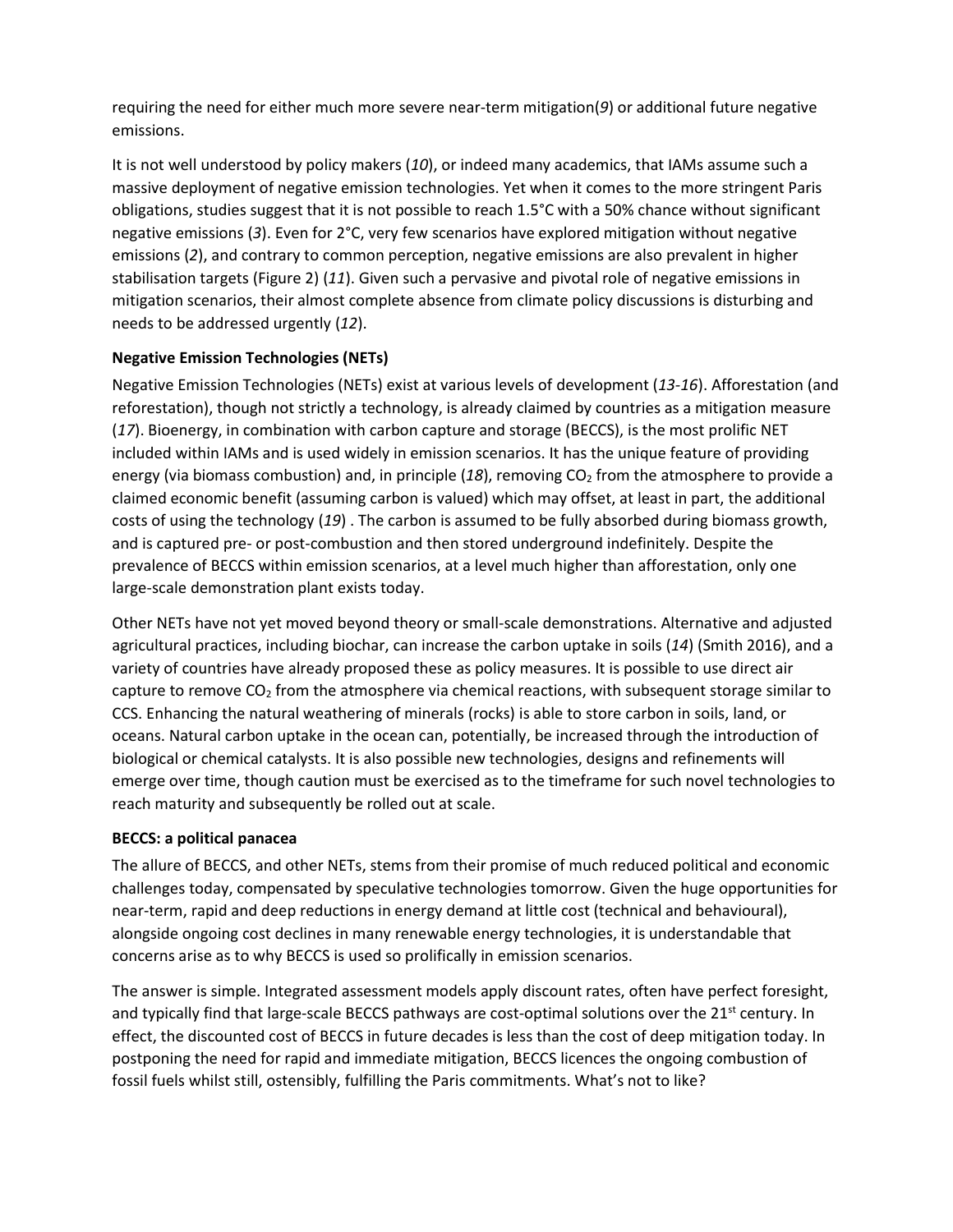requiring the need for either much more severe near-term mitigation(*9*) or additional future negative emissions.

It is not well understood by policy makers (*10*), or indeed many academics, that IAMs assume such a massive deployment of negative emission technologies. Yet when it comes to the more stringent Paris obligations, studies suggest that it is not possible to reach 1.5°C with a 50% chance without significant negative emissions (*3*). Even for 2°C, very few scenarios have explored mitigation without negative emissions (*2*), and contrary to common perception, negative emissions are also prevalent in higher stabilisation targets (Figure 2) (*11*). Given such a pervasive and pivotal role of negative emissions in mitigation scenarios, their almost complete absence from climate policy discussions is disturbing and needs to be addressed urgently (*12*).

**Negative Emission Technologies (NETs)**

Negative Emission Technologies (NETs) exist at various levels of development (*13-16*). Afforestation (and reforestation), though not strictly a technology, is already claimed by countries as a mitigation measure (*17*). Bioenergy, in combination with carbon capture and storage (BECCS), is the most prolific NET included within IAMs and is used widely in emission scenarios. It has the unique feature of providing energy (via biomass combustion) and, in principle (*18*), removing $CO_2$ from the atmosphere to provide a claimed economic benefit (assuming carbon is valued) which may offset, at least in part, the additional costs of using the technology (*19*) . The carbon is assumed to be fully absorbed during biomass growth, and is captured pre- or post-combustion and then stored underground indefinitely. Despite the prevalence of BECCS within emission scenarios, at a level much higher than afforestation, only one large-scale demonstration plant exists today.

Other NETs have not yet moved beyond theory or small-scale demonstrations. Alternative and adjusted agricultural practices, including biochar, can increase the carbon uptake in soils (*14*) (Smith 2016), and a variety of countries have already proposed these as policy measures. It is possible to use direct air capture to remove $CO_2$ from the atmosphere via chemical reactions, with subsequent storage similar to CCS. Enhancing the natural weathering of minerals (rocks) is able to store carbon in soils, land, or oceans. Natural carbon uptake in the ocean can, potentially, be increased through the introduction of biological or chemical catalysts. It is also possible new technologies, designs and refinements will emerge over time, though caution must be exercised as to the timeframe for such novel technologies to reach maturity and subsequently be rolled out at scale.

**BECCS: a political panacea**

The allure of BECCS, and other NETs, stems from their promise of much reduced political and economic challenges today, compensated by speculative technologies tomorrow. Given the huge opportunities for near-term, rapid and deep reductions in energy demand at little cost (technical and behavioural), alongside ongoing cost declines in many renewable energy technologies, it is understandable that concerns arise as to why BECCS is used so prolifically in emission scenarios.

The answer is simple. Integrated assessment models apply discount rates, often have perfect foresight, and typically find that large-scale BECCS pathways are cost-optimal solutions over the 21st century. In effect, the discounted cost of BECCS in future decades is less than the cost of deep mitigation today. In postponing the need for rapid and immediate mitigation, BECCS licences the ongoing combustion of fossil fuels whilst still, ostensibly, fulfilling the Paris commitments. What's not to like?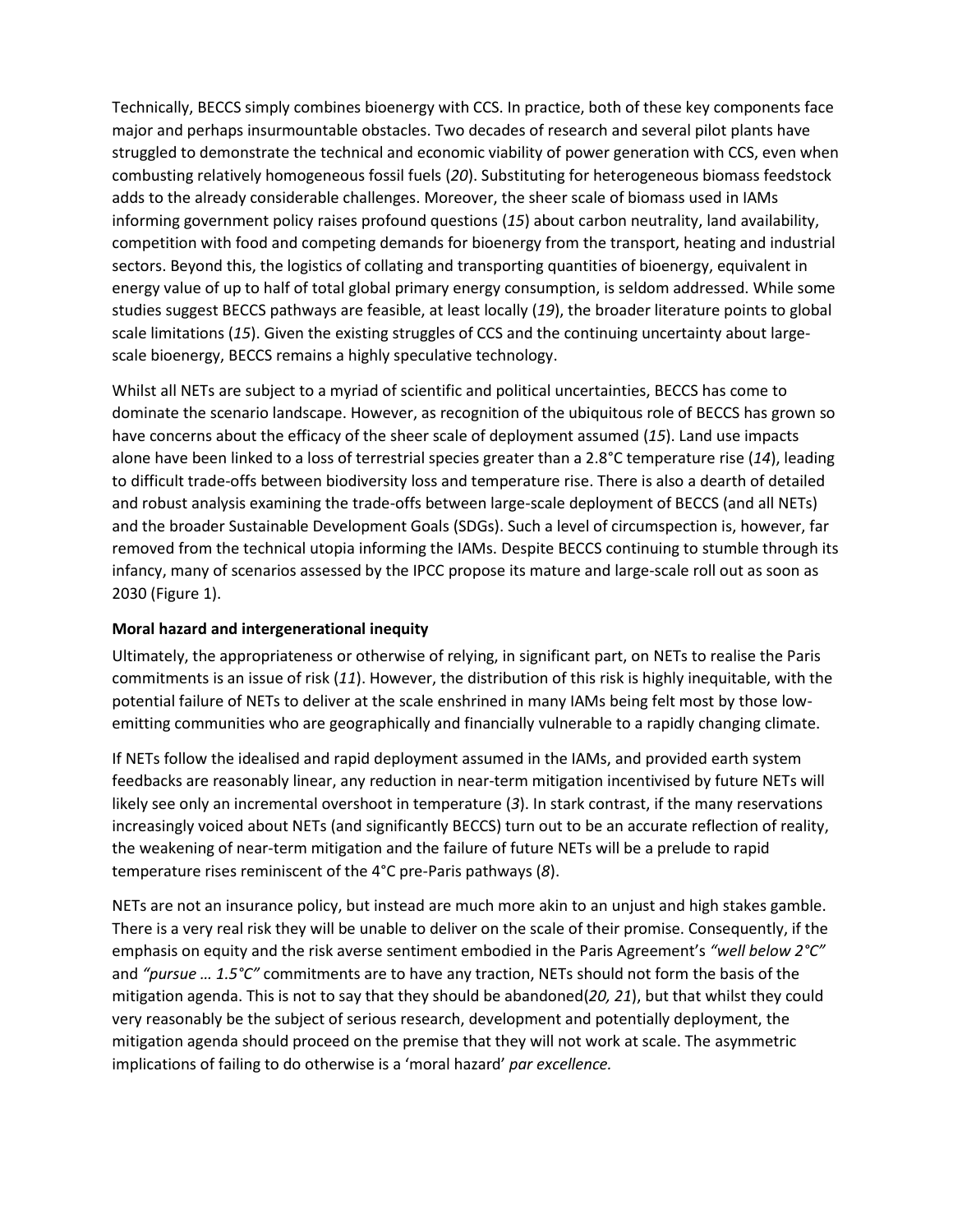Technically, BECCS simply combines bioenergy with CCS. In practice, both of these key components face major and perhaps insurmountable obstacles. Two decades of research and several pilot plants have struggled to demonstrate the technical and economic viability of power generation with CCS, even when combusting relatively homogeneous fossil fuels (*20*). Substituting for heterogeneous biomass feedstock adds to the already considerable challenges. Moreover, the sheer scale of biomass used in IAMs informing government policy raises profound questions (*15*) about carbon neutrality, land availability, competition with food and competing demands for bioenergy from the transport, heating and industrial sectors. Beyond this, the logistics of collating and transporting quantities of bioenergy, equivalent in energy value of up to half of total global primary energy consumption, is seldom addressed. While some studies suggest BECCS pathways are feasible, at least locally (*19*), the broader literature points to global scale limitations (*15*). Given the existing struggles of CCS and the continuing uncertainty about large-scale bioenergy, BECCS remains a highly speculative technology.

Whilst all NETs are subject to a myriad of scientific and political uncertainties, BECCS has come to dominate the scenario landscape. However, as recognition of the ubiquitous role of BECCS has grown so have concerns about the efficacy of the sheer scale of deployment assumed (*15*). Land use impacts alone have been linked to a loss of terrestrial species greater than a 2.8°C temperature rise (*14*), leading to difficult trade-offs between biodiversity loss and temperature rise. There is also a dearth of detailed and robust analysis examining the trade-offs between large-scale deployment of BECCS (and all NETs) and the broader Sustainable Development Goals (SDGs). Such a level of circumspection is, however, far removed from the technical utopia informing the IAMs. Despite BECCS continuing to stumble through its infancy, many of scenarios assessed by the IPCC propose its mature and large-scale roll out as soon as 2030 (Figure 1).

**Moral hazard and intergenerational inequity**

Ultimately, the appropriateness or otherwise of relying, in significant part, on NETs to realise the Paris commitments is an issue of risk (*11*). However, the distribution of this risk is highly inequitable, with the potential failure of NETs to deliver at the scale enshrined in many IAMs being felt most by those low-emitting communities who are geographically and financially vulnerable to a rapidly changing climate.

If NETs follow the idealised and rapid deployment assumed in the IAMs, and provided earth system feedbacks are reasonably linear, any reduction in near-term mitigation incentivised by future NETs will likely see only an incremental overshoot in temperature (*3*). In stark contrast, if the many reservations increasingly voiced about NETs (and significantly BECCS) turn out to be an accurate reflection of reality, the weakening of near-term mitigation and the failure of future NETs will be a prelude to rapid temperature rises reminiscent of the 4°C pre-Paris pathways (*8*).

NETs are not an insurance policy, but instead are much more akin to an unjust and high stakes gamble. There is a very real risk they will be unable to deliver on the scale of their promise. Consequently, if the emphasis on equity and the risk averse sentiment embodied in the Paris Agreement's *"well below 2°C"* and *"pursue … 1.5°C"* commitments are to have any traction, NETs should not form the basis of the mitigation agenda. This is not to say that they should be abandoned(*20, 21*), but that whilst they could very reasonably be the subject of serious research, development and potentially deployment, the mitigation agenda should proceed on the premise that they will not work at scale. The asymmetric implications of failing to do otherwise is a 'moral hazard' *par excellence.*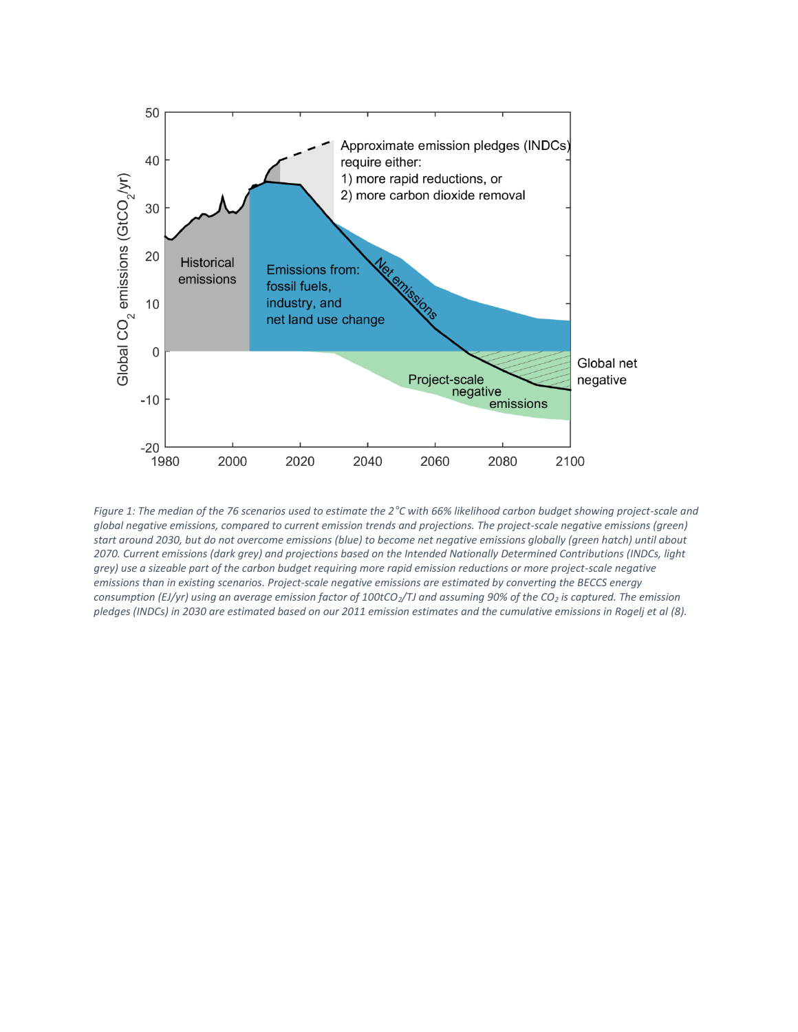*Figure 1: The median of the 76 scenarios used to estimate the 2°C with 66% likelihood carbon budget showing project-scale and global negative emissions, compared to current emission trends and projections. The project-scale negative emissions (green) start around 2030, but do not overcome emissions (blue) to become net negative emissions globally (green hatch) until about 2070. Current emissions (dark grey) and projections based on the Intended Nationally Determined Contributions (INDCs, light grey) use a sizeable part of the carbon budget requiring more rapid emission reductions or more project-scale negative emissions than in existing scenarios. Project-scale negative emissions are estimated by converting the BECCS energy consumption (EJ/yr) using an average emission factor of 100t$CO_2$/TJ and assuming 90% of the $CO_2$ is captured. The emission pledges (INDCs) in 2030 are estimated based on our 2011 emission estimates and the cumulative emissions in Rogelj et al (8).*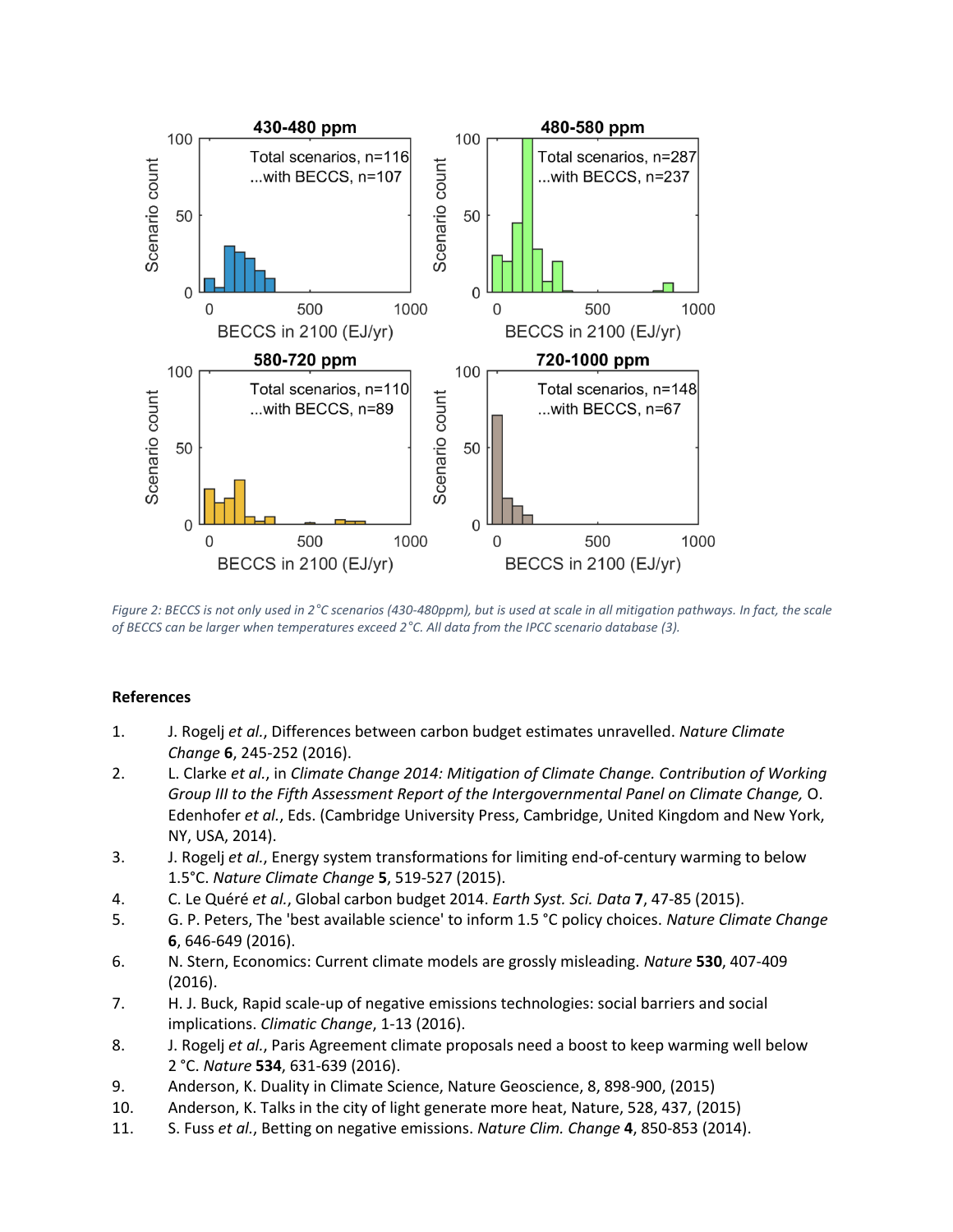Figure 2: BECCS is not only used in 2°C scenarios (430-480ppm), but is used at scale in all mitigation pathways. In fact, the scale of BECCS can be larger when temperatures exceed 2°C. All data from the IPCC scenario database (3).

## References

1. J. Rogelj *et al.*, Differences between carbon budget estimates unravelled. *Nature Climate Change* **6**, 245-252 (2016).
2. L. Clarke *et al.*, in *Climate Change 2014: Mitigation of Climate Change. Contribution of Working Group III to the Fifth Assessment Report of the Intergovernmental Panel on Climate Change,* O. Edenhofer *et al.*, Eds. (Cambridge University Press, Cambridge, United Kingdom and New York, NY, USA, 2014).
3. J. Rogelj *et al.*, Energy system transformations for limiting end-of-century warming to below 1.5°C. *Nature Climate Change* **5**, 519-527 (2015).
4. C. Le Quéré *et al.*, Global carbon budget 2014. *Earth Syst. Sci. Data* **7**, 47-85 (2015).
5. G. P. Peters, The 'best available science' to inform 1.5 °C policy choices. *Nature Climate Change* **6**, 646-649 (2016).
6. N. Stern, Economics: Current climate models are grossly misleading. *Nature* **530**, 407-409 (2016).
7. H. J. Buck, Rapid scale-up of negative emissions technologies: social barriers and social implications. *Climatic Change*, 1-13 (2016).
8. J. Rogelj *et al.*, Paris Agreement climate proposals need a boost to keep warming well below 2 °C. *Nature* **534**, 631-639 (2016).
9. Anderson, K. Duality in Climate Science, Nature Geoscience, 8, 898-900, (2015)
10. Anderson, K. Talks in the city of light generate more heat, Nature, 528, 437, (2015)
11. S. Fuss *et al.*, Betting on negative emissions. *Nature Clim. Change* **4**, 850-853 (2014).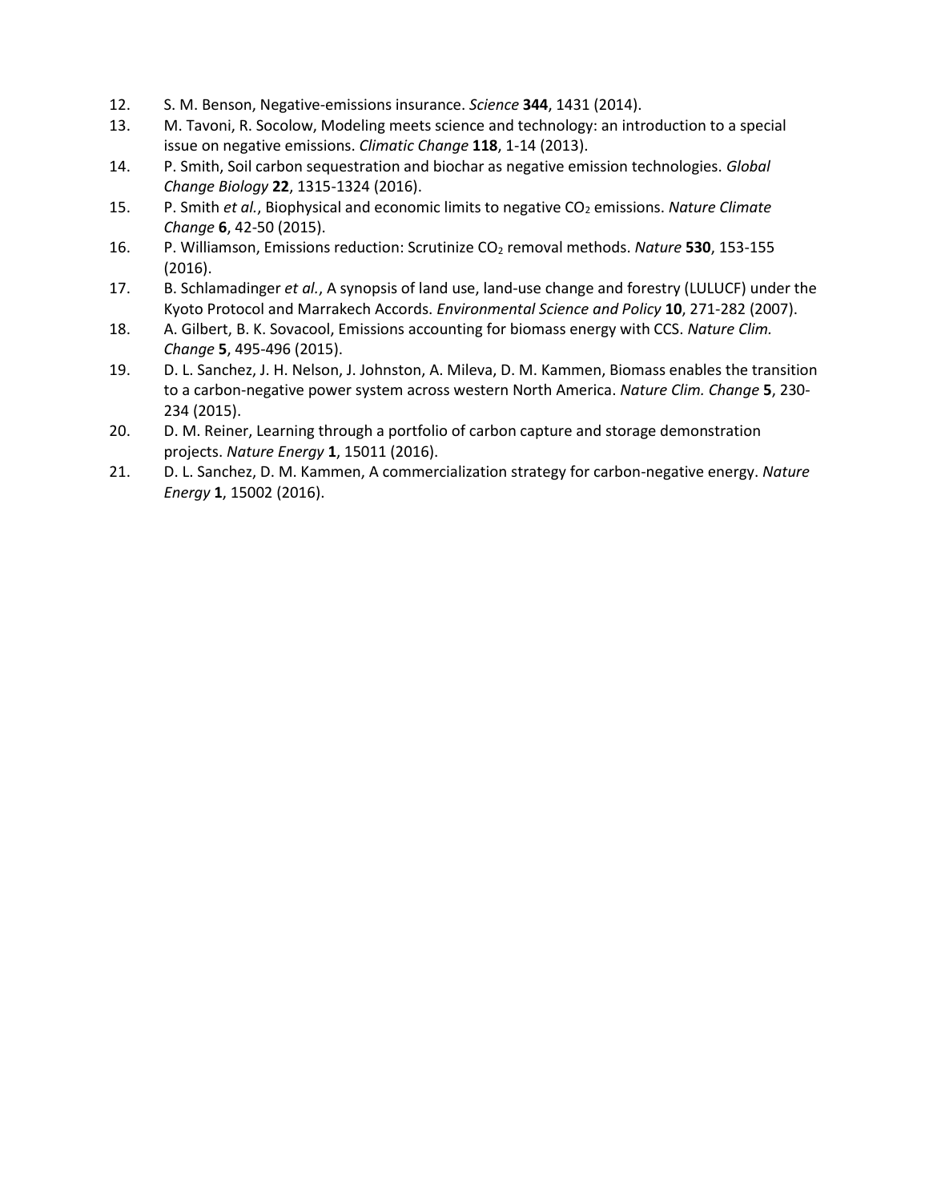12. S. M. Benson, Negative-emissions insurance. *Science* **344**, 1431 (2014).
13. M. Tavoni, R. Socolow, Modeling meets science and technology: an introduction to a special issue on negative emissions. *Climatic Change* **118**, 1-14 (2013).
14. P. Smith, Soil carbon sequestration and biochar as negative emission technologies. *Global Change Biology* **22**, 1315-1324 (2016).
15. P. Smith *et al.*, Biophysical and economic limits to negative $CO_2$ emissions. *Nature Climate Change* **6**, 42-50 (2015).
16. P. Williamson, Emissions reduction: Scrutinize $CO_2$ removal methods. *Nature* **530**, 153-155 (2016).
17. B. Schlamadinger *et al.*, A synopsis of land use, land-use change and forestry (LULUCF) under the Kyoto Protocol and Marrakech Accords. *Environmental Science and Policy* **10**, 271-282 (2007).
18. A. Gilbert, B. K. Sovacool, Emissions accounting for biomass energy with CCS. *Nature Clim. Change* **5**, 495-496 (2015).
19. D. L. Sanchez, J. H. Nelson, J. Johnston, A. Mileva, D. M. Kammen, Biomass enables the transition to a carbon-negative power system across western North America. *Nature Clim. Change* **5**, 230-234 (2015).
20. D. M. Reiner, Learning through a portfolio of carbon capture and storage demonstration projects. *Nature Energy* **1**, 15011 (2016).
21. D. L. Sanchez, D. M. Kammen, A commercialization strategy for carbon-negative energy. *Nature Energy* **1**, 15002 (2016).